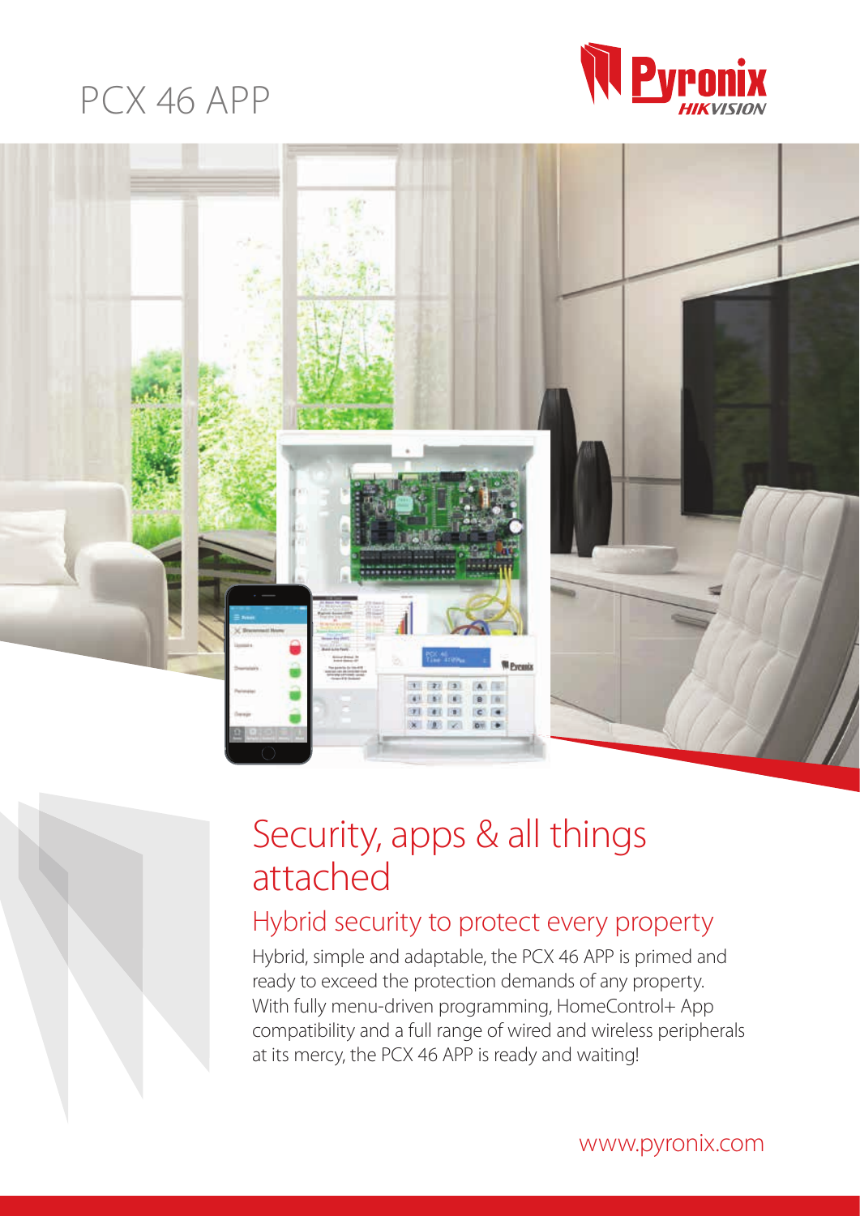# PCX 46 APP

Pyronix HIKVISION

## Security, apps & all things attached

### Hybrid security to protect every property

Hybrid, simple and adaptable, the PCX 46 APP is primed and ready to exceed the protection demands of any property. With fully menu-driven programming, HomeControl+ App compatibility and a full range of wired and wireless peripherals at its mercy, the PCX 46 APP is ready and waiting!

www.pyronix.com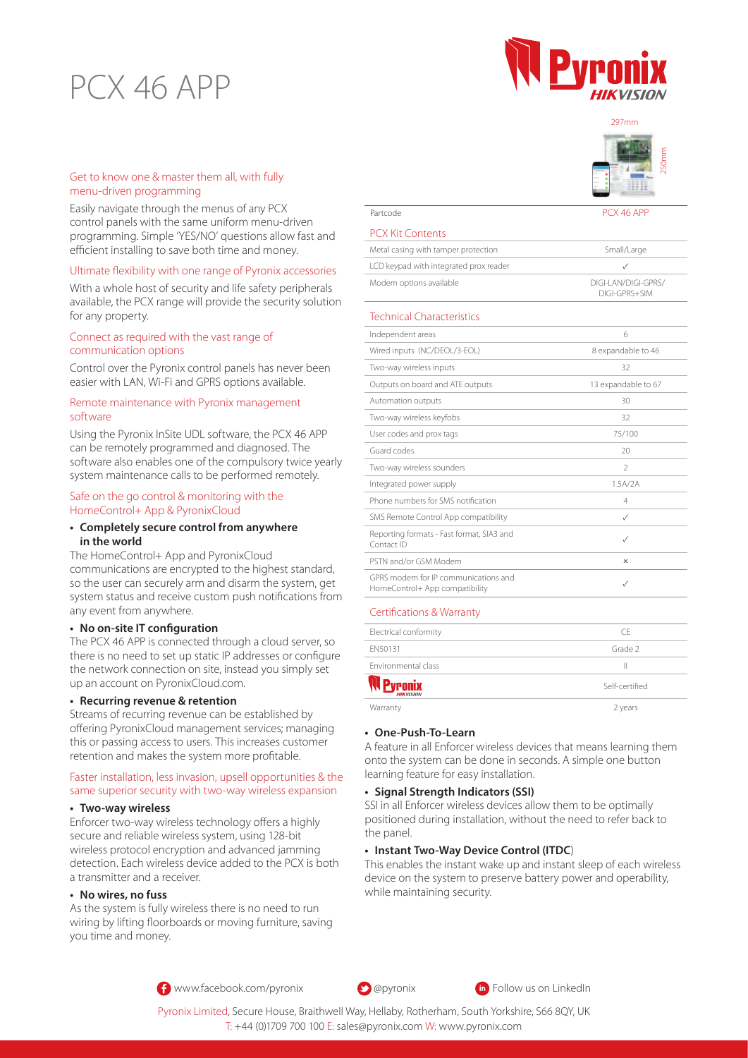# PCX 46 APP

297mm

250mm

### Get to know one & master them all, with fully menu-driven programming

Easily navigate through the menus of any PCX control panels with the same uniform menu-driven programming. Simple 'YES/NO' questions allow fast and efficient installing to save both time and money.

### Ultimate flexibility with one range of Pyronix accessories

With a whole host of security and life safety peripherals available, the PCX range will provide the security solution for any property.

### Connect as required with the vast range of communication options

Control over the Pyronix control panels has never been easier with LAN, Wi-Fi and GPRS options available.

### Remote maintenance with Pyronix management software

Using the Pyronix InSite UDL software, the PCX 46 APP can be remotely programmed and diagnosed. The software also enables one of the compulsory twice yearly system maintenance calls to be performed remotely.

### Safe on the go control & monitoring with the HomeControl+ App & PyronixCloud

- **Completely secure control from anywhere in the world**

The HomeControl+ App and PyronixCloud communications are encrypted to the highest standard, so the user can securely arm and disarm the system, get system status and receive custom push notifications from any event from anywhere.

- **No on-site IT configuration**

The PCX 46 APP is connected through a cloud server, so there is no need to set up static IP addresses or configure the network connection on site, instead you simply set up an account on PyronixCloud.com.

- **Recurring revenue & retention**

Streams of recurring revenue can be established by offering PyronixCloud management services; managing this or passing access to users. This increases customer retention and makes the system more profitable.

### Faster installation, less invasion, upsell opportunities & the same superior security with two-way wireless expansion

- **Two-way wireless**

Enforcer two-way wireless technology offers a highly secure and reliable wireless system, using 128-bit wireless protocol encryption and advanced jamming detection. Each wireless device added to the PCX is both a transmitter and a receiver.

- **No wires, no fuss**

As the system is fully wireless there is no need to run wiring by lifting floorboards or moving furniture, saving you time and money.

| Partcode | PCX 46 APP |
| --- | --- |
| **PCX Kit Contents** | |
| Metal casing with tamper protection | Small/Large |
| LCD keypad with integrated prox reader | ✓ |
| Modem options available | DIGI-LAN/DIGI-GPRS/ DIGI-GPRS+SIM |
| **Technical Characteristics** | |
| Independent areas | 6 |
| Wired inputs (NC/DEOL/3-EOL) | 8 expandable to 46 |
| Two-way wireless inputs | 32 |
| Outputs on board and ATE outputs | 13 expandable to 67 |
| Automation outputs | 30 |
| Two-way wireless keyfobs | 32 |
| User codes and prox tags | 75/100 |
| Guard codes | 20 |
| Two-way wireless sounders | 2 |
| Integrated power supply | 1.5A/2A |
| Phone numbers for SMS notification | 4 |
| SMS Remote Control App compatibility | ✓ |
| Reporting formats - Fast format, SIA3 and Contact ID | ✓ |
| PSTN and/or GSM Modem | × |
| GPRS modem for IP communications and HomeControl+ App compatibility | ✓ |
| **Certifications & Warranty** | |
| Electrical conformity | CE |
| EN50131 | Grade 2 |
| Environmental class | II |
| Pyronix | Self-certified |
| Warranty | 2 years |

- **One-Push-To-Learn**

A feature in all Enforcer wireless devices that means learning them onto the system can be done in seconds. A simple one button learning feature for easy installation.

- **Signal Strength Indicators (SSI)**

SSI in all Enforcer wireless devices allow them to be optimally positioned during installation, without the need to refer back to the panel.

- **Instant Two-Way Device Control (ITDC)**

This enables the instant wake up and instant sleep of each wireless device on the system to preserve battery power and operability, while maintaining security.

www.facebook.com/pyronix | @pyronix | Follow us on LinkedIn

Pyronix Limited, Secure House, Braithwell Way, Hellaby, Rotherham, South Yorkshire, S66 8QY, UK
T: +44 (0)1709 700 100 E: sales@pyronix.com W: www.pyronix.com